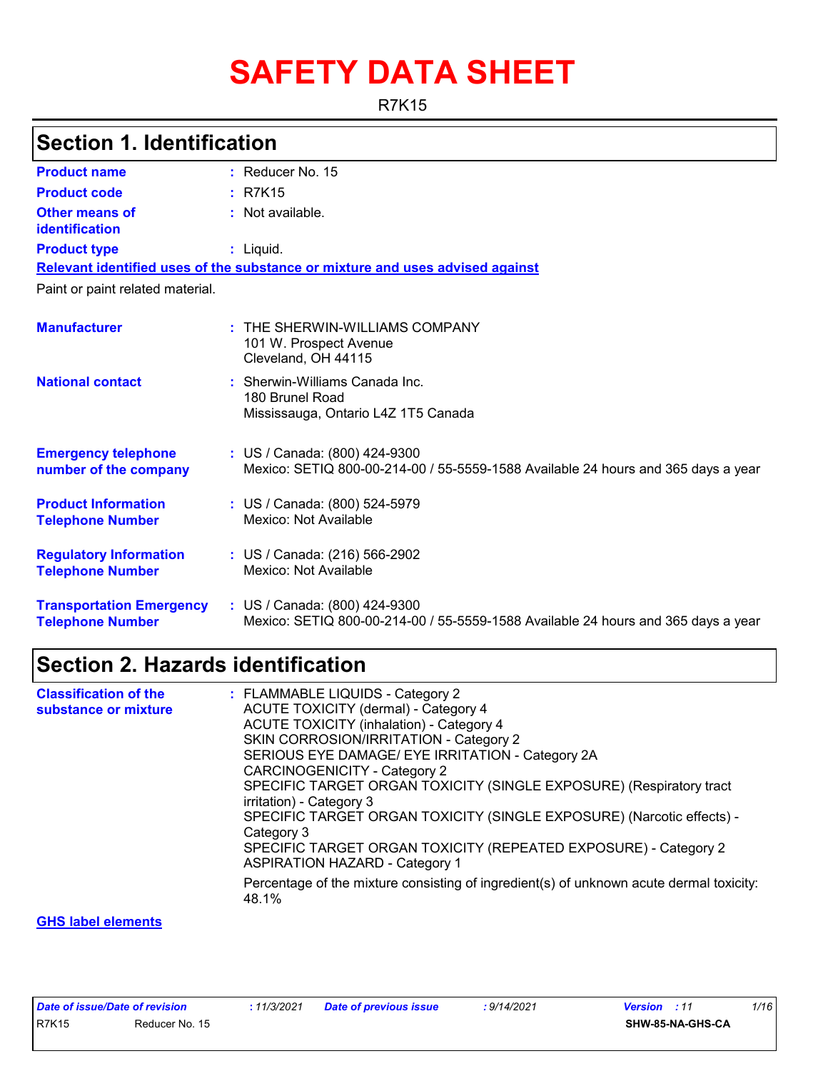# SAFETY DATA SHEET

R7K15

## Section 1. Identification

**Product name** : Reducer No. 15

**Product code** : R7K15

**Other means of identification** : Not available.

**Product type** : Liquid.

**Relevant identified uses of the substance or mixture and uses advised against**

Paint or paint related material.

**Manufacturer** : THE SHERWIN-WILLIAMS COMPANY
101 W. Prospect Avenue
Cleveland, OH 44115

**National contact** : Sherwin-Williams Canada Inc.
180 Brunel Road
Mississauga, Ontario L4Z 1T5 Canada

**Emergency telephone number of the company** : US / Canada: (800) 424-9300
Mexico: SETIQ 800-00-214-00 / 55-5559-1588 Available 24 hours and 365 days a year

**Product Information Telephone Number** : US / Canada: (800) 524-5979
Mexico: Not Available

**Regulatory Information Telephone Number** : US / Canada: (216) 566-2902
Mexico: Not Available

**Transportation Emergency Telephone Number** : US / Canada: (800) 424-9300
Mexico: SETIQ 800-00-214-00 / 55-5559-1588 Available 24 hours and 365 days a year

## Section 2. Hazards identification

**Classification of the substance or mixture** : FLAMMABLE LIQUIDS - Category 2
ACUTE TOXICITY (dermal) - Category 4
ACUTE TOXICITY (inhalation) - Category 4
SKIN CORROSION/IRRITATION - Category 2
SERIOUS EYE DAMAGE/ EYE IRRITATION - Category 2A
CARCINOGENICITY - Category 2
SPECIFIC TARGET ORGAN TOXICITY (SINGLE EXPOSURE) (Respiratory tract irritation) - Category 3
SPECIFIC TARGET ORGAN TOXICITY (SINGLE EXPOSURE) (Narcotic effects) - Category 3
SPECIFIC TARGET ORGAN TOXICITY (REPEATED EXPOSURE) - Category 2
ASPIRATION HAZARD - Category 1

Percentage of the mixture consisting of ingredient(s) of unknown acute dermal toxicity: 48.1%

**GHS label elements**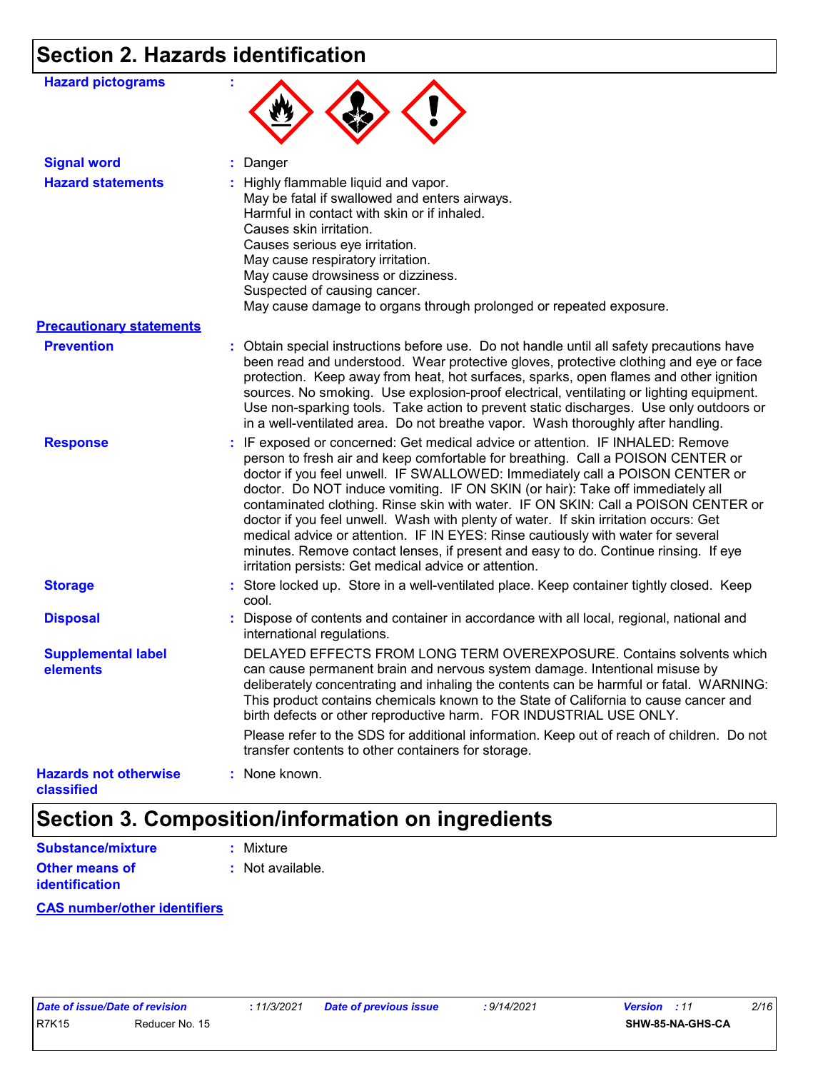# Section 2. Hazards identification

**Hazard pictograms** :

**Signal word** : Danger

**Hazard statements** : Highly flammable liquid and vapor.
May be fatal if swallowed and enters airways.
Harmful in contact with skin or if inhaled.
Causes skin irritation.
Causes serious eye irritation.
May cause respiratory irritation.
May cause drowsiness or dizziness.
Suspected of causing cancer.
May cause damage to organs through prolonged or repeated exposure.

**Precautionary statements**

**Prevention** : Obtain special instructions before use. Do not handle until all safety precautions have been read and understood. Wear protective gloves, protective clothing and eye or face protection. Keep away from heat, hot surfaces, sparks, open flames and other ignition sources. No smoking. Use explosion-proof electrical, ventilating or lighting equipment. Use non-sparking tools. Take action to prevent static discharges. Use only outdoors or in a well-ventilated area. Do not breathe vapor. Wash thoroughly after handling.

**Response** : IF exposed or concerned: Get medical advice or attention. IF INHALED: Remove person to fresh air and keep comfortable for breathing. Call a POISON CENTER or doctor if you feel unwell. IF SWALLOWED: Immediately call a POISON CENTER or doctor. Do NOT induce vomiting. IF ON SKIN (or hair): Take off immediately all contaminated clothing. Rinse skin with water. IF ON SKIN: Call a POISON CENTER or doctor if you feel unwell. Wash with plenty of water. If skin irritation occurs: Get medical advice or attention. IF IN EYES: Rinse cautiously with water for several minutes. Remove contact lenses, if present and easy to do. Continue rinsing. If eye irritation persists: Get medical advice or attention.

**Storage** : Store locked up. Store in a well-ventilated place. Keep container tightly closed. Keep cool.

**Disposal** : Dispose of contents and container in accordance with all local, regional, national and international regulations.

**Supplemental label elements** : DELAYED EFFECTS FROM LONG TERM OVEREXPOSURE. Contains solvents which can cause permanent brain and nervous system damage. Intentional misuse by deliberately concentrating and inhaling the contents can be harmful or fatal. WARNING: This product contains chemicals known to the State of California to cause cancer and birth defects or other reproductive harm. FOR INDUSTRIAL USE ONLY.

Please refer to the SDS for additional information. Keep out of reach of children. Do not transfer contents to other containers for storage.

**Hazards not otherwise classified** : None known.

# Section 3. Composition/information on ingredients

**Substance/mixture** : Mixture

**Other means of identification** : Not available.

**CAS number/other identifiers**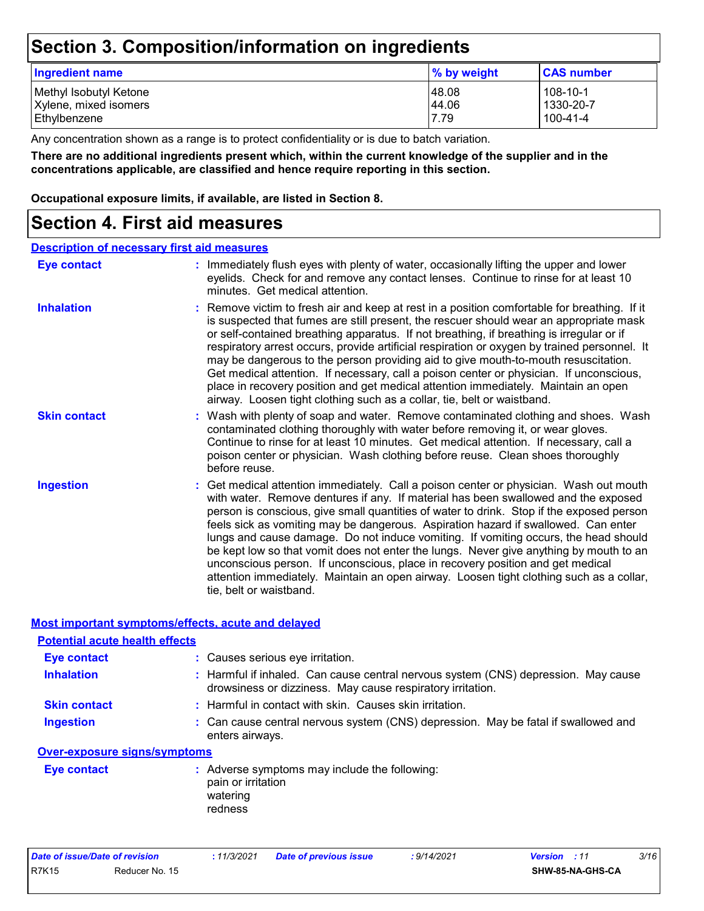# Section 3. Composition/information on ingredients

| Ingredient name | % by weight | CAS number |
| --- | --- | --- |
| Methyl Isobutyl Ketone | 48.08 | 108-10-1 |
| Xylene, mixed isomers | 44.06 | 1330-20-7 |
| Ethylbenzene | 7.79 | 100-41-4 |

Any concentration shown as a range is to protect confidentiality or is due to batch variation.

**There are no additional ingredients present which, within the current knowledge of the supplier and in the concentrations applicable, are classified and hence require reporting in this section.**

**Occupational exposure limits, if available, are listed in Section 8.**

# Section 4. First aid measures

## Description of necessary first aid measures

**Eye contact** : Immediately flush eyes with plenty of water, occasionally lifting the upper and lower eyelids. Check for and remove any contact lenses. Continue to rinse for at least 10 minutes. Get medical attention.

**Inhalation** : Remove victim to fresh air and keep at rest in a position comfortable for breathing. If it is suspected that fumes are still present, the rescuer should wear an appropriate mask or self-contained breathing apparatus. If not breathing, if breathing is irregular or if respiratory arrest occurs, provide artificial respiration or oxygen by trained personnel. It may be dangerous to the person providing aid to give mouth-to-mouth resuscitation. Get medical attention. If necessary, call a poison center or physician. If unconscious, place in recovery position and get medical attention immediately. Maintain an open airway. Loosen tight clothing such as a collar, tie, belt or waistband.

**Skin contact** : Wash with plenty of soap and water. Remove contaminated clothing and shoes. Wash contaminated clothing thoroughly with water before removing it, or wear gloves. Continue to rinse for at least 10 minutes. Get medical attention. If necessary, call a poison center or physician. Wash clothing before reuse. Clean shoes thoroughly before reuse.

**Ingestion** : Get medical attention immediately. Call a poison center or physician. Wash out mouth with water. Remove dentures if any. If material has been swallowed and the exposed person is conscious, give small quantities of water to drink. Stop if the exposed person feels sick as vomiting may be dangerous. Aspiration hazard if swallowed. Can enter lungs and cause damage. Do not induce vomiting. If vomiting occurs, the head should be kept low so that vomit does not enter the lungs. Never give anything by mouth to an unconscious person. If unconscious, place in recovery position and get medical attention immediately. Maintain an open airway. Loosen tight clothing such as a collar, tie, belt or waistband.

## Most important symptoms/effects, acute and delayed

### Potential acute health effects

**Eye contact** : Causes serious eye irritation.

**Inhalation** : Harmful if inhaled. Can cause central nervous system (CNS) depression. May cause drowsiness or dizziness. May cause respiratory irritation.

**Skin contact** : Harmful in contact with skin. Causes skin irritation.

**Ingestion** : Can cause central nervous system (CNS) depression. May be fatal if swallowed and enters airways.

### Over-exposure signs/symptoms

**Eye contact** : Adverse symptoms may include the following:
pain or irritation
watering
redness

| Date of issue/Date of revision | : 11/3/2021 | Date of previous issue | : 9/14/2021 | Version : 11 |
| --- | --- | --- | --- | --- |
| R7K15 | Reducer No. 15 | | | SHW-85-NA-GHS-CA |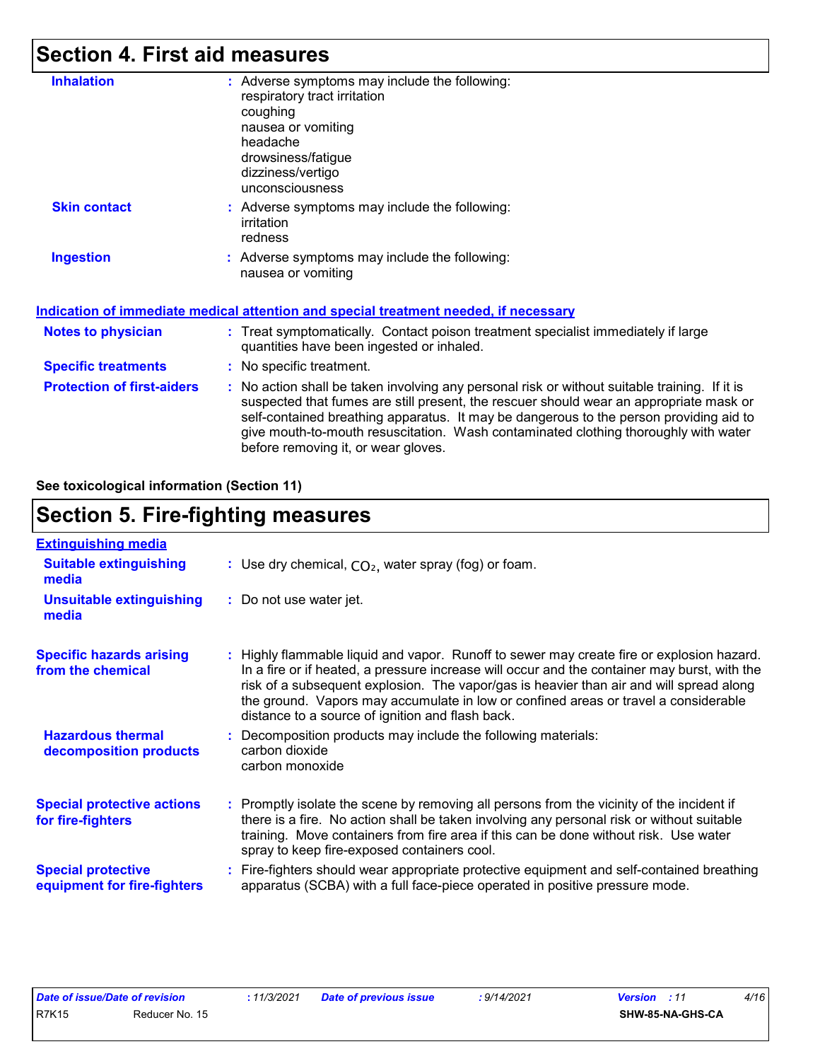# Section 4. First aid measures

**Inhalation** : Adverse symptoms may include the following:
respiratory tract irritation
coughing
nausea or vomiting
headache
drowsiness/fatigue
dizziness/vertigo
unconsciousness

**Skin contact** : Adverse symptoms may include the following:
irritation
redness

**Ingestion** : Adverse symptoms may include the following:
nausea or vomiting

### Indication of immediate medical attention and special treatment needed, if necessary

**Notes to physician** : Treat symptomatically. Contact poison treatment specialist immediately if large quantities have been ingested or inhaled.

**Specific treatments** : No specific treatment.

**Protection of first-aiders** : No action shall be taken involving any personal risk or without suitable training. If it is suspected that fumes are still present, the rescuer should wear an appropriate mask or self-contained breathing apparatus. It may be dangerous to the person providing aid to give mouth-to-mouth resuscitation. Wash contaminated clothing thoroughly with water before removing it, or wear gloves.

**See toxicological information (Section 11)**

# Section 5. Fire-fighting measures

### Extinguishing media

**Suitable extinguishing media** : Use dry chemical, $CO_2$, water spray (fog) or foam.

**Unsuitable extinguishing media** : Do not use water jet.

**Specific hazards arising from the chemical** : Highly flammable liquid and vapor. Runoff to sewer may create fire or explosion hazard. In a fire or if heated, a pressure increase will occur and the container may burst, with the risk of a subsequent explosion. The vapor/gas is heavier than air and will spread along the ground. Vapors may accumulate in low or confined areas or travel a considerable distance to a source of ignition and flash back.

**Hazardous thermal decomposition products** : Decomposition products may include the following materials:
carbon dioxide
carbon monoxide

**Special protective actions for fire-fighters** : Promptly isolate the scene by removing all persons from the vicinity of the incident if there is a fire. No action shall be taken involving any personal risk or without suitable training. Move containers from fire area if this can be done without risk. Use water spray to keep fire-exposed containers cool.

**Special protective equipment for fire-fighters** : Fire-fighters should wear appropriate protective equipment and self-contained breathing apparatus (SCBA) with a full face-piece operated in positive pressure mode.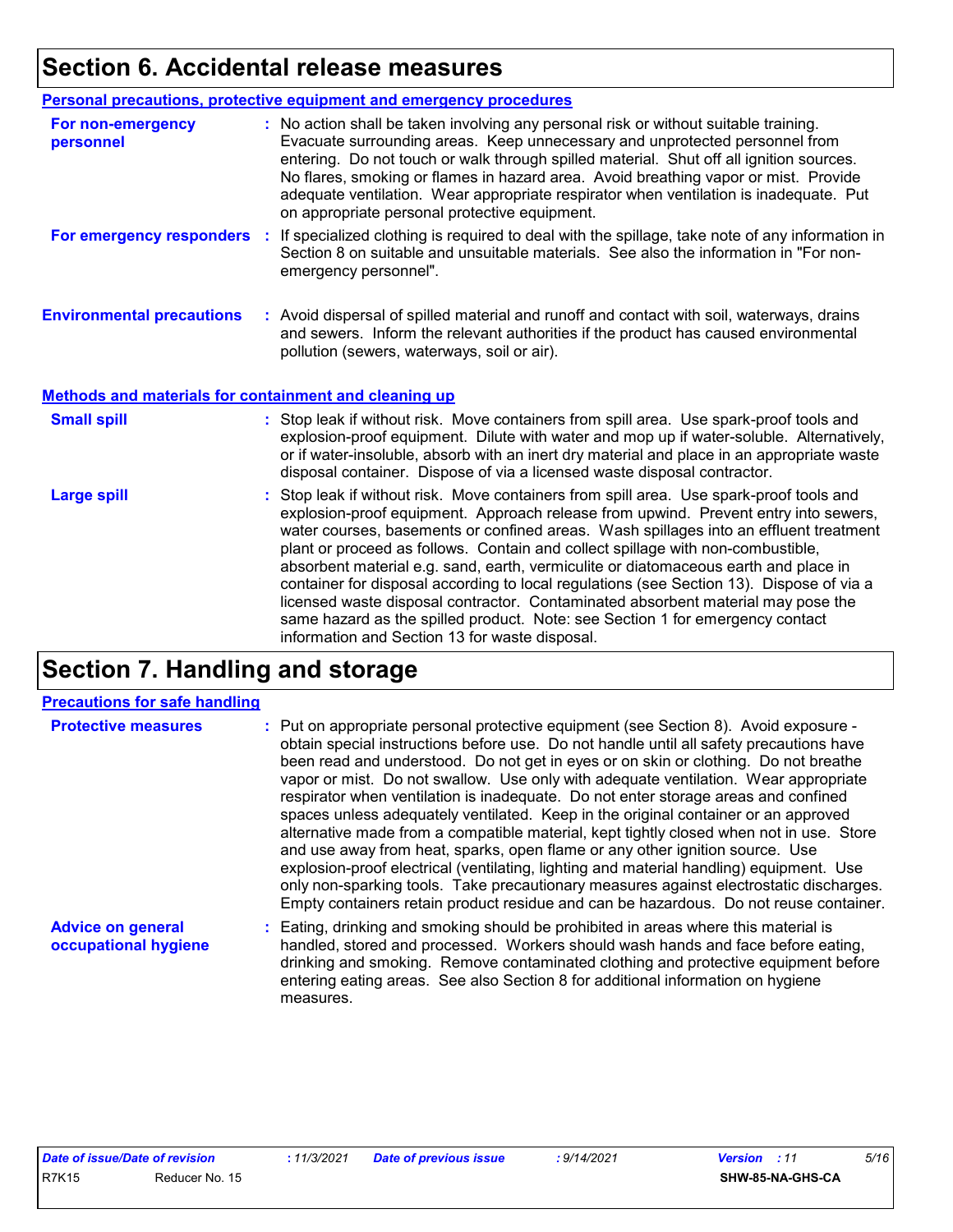# Section 6. Accidental release measures

## Personal precautions, protective equipment and emergency procedures

**For non-emergency personnel** : No action shall be taken involving any personal risk or without suitable training. Evacuate surrounding areas. Keep unnecessary and unprotected personnel from entering. Do not touch or walk through spilled material. Shut off all ignition sources. No flares, smoking or flames in hazard area. Avoid breathing vapor or mist. Provide adequate ventilation. Wear appropriate respirator when ventilation is inadequate. Put on appropriate personal protective equipment.

**For emergency responders** : If specialized clothing is required to deal with the spillage, take note of any information in Section 8 on suitable and unsuitable materials. See also the information in "For non-emergency personnel".

**Environmental precautions** : Avoid dispersal of spilled material and runoff and contact with soil, waterways, drains and sewers. Inform the relevant authorities if the product has caused environmental pollution (sewers, waterways, soil or air).

## Methods and materials for containment and cleaning up

**Small spill** : Stop leak if without risk. Move containers from spill area. Use spark-proof tools and explosion-proof equipment. Dilute with water and mop up if water-soluble. Alternatively, or if water-insoluble, absorb with an inert dry material and place in an appropriate waste disposal container. Dispose of via a licensed waste disposal contractor.

**Large spill** : Stop leak if without risk. Move containers from spill area. Use spark-proof tools and explosion-proof equipment. Approach release from upwind. Prevent entry into sewers, water courses, basements or confined areas. Wash spillages into an effluent treatment plant or proceed as follows. Contain and collect spillage with non-combustible, absorbent material e.g. sand, earth, vermiculite or diatomaceous earth and place in container for disposal according to local regulations (see Section 13). Dispose of via a licensed waste disposal contractor. Contaminated absorbent material may pose the same hazard as the spilled product. Note: see Section 1 for emergency contact information and Section 13 for waste disposal.

# Section 7. Handling and storage

## Precautions for safe handling

**Protective measures** : Put on appropriate personal protective equipment (see Section 8). Avoid exposure - obtain special instructions before use. Do not handle until all safety precautions have been read and understood. Do not get in eyes or on skin or clothing. Do not breathe vapor or mist. Do not swallow. Use only with adequate ventilation. Wear appropriate respirator when ventilation is inadequate. Do not enter storage areas and confined spaces unless adequately ventilated. Keep in the original container or an approved alternative made from a compatible material, kept tightly closed when not in use. Store and use away from heat, sparks, open flame or any other ignition source. Use explosion-proof electrical (ventilating, lighting and material handling) equipment. Use only non-sparking tools. Take precautionary measures against electrostatic discharges. Empty containers retain product residue and can be hazardous. Do not reuse container.

**Advice on general occupational hygiene** : Eating, drinking and smoking should be prohibited in areas where this material is handled, stored and processed. Workers should wash hands and face before eating, drinking and smoking. Remove contaminated clothing and protective equipment before entering eating areas. See also Section 8 for additional information on hygiene measures.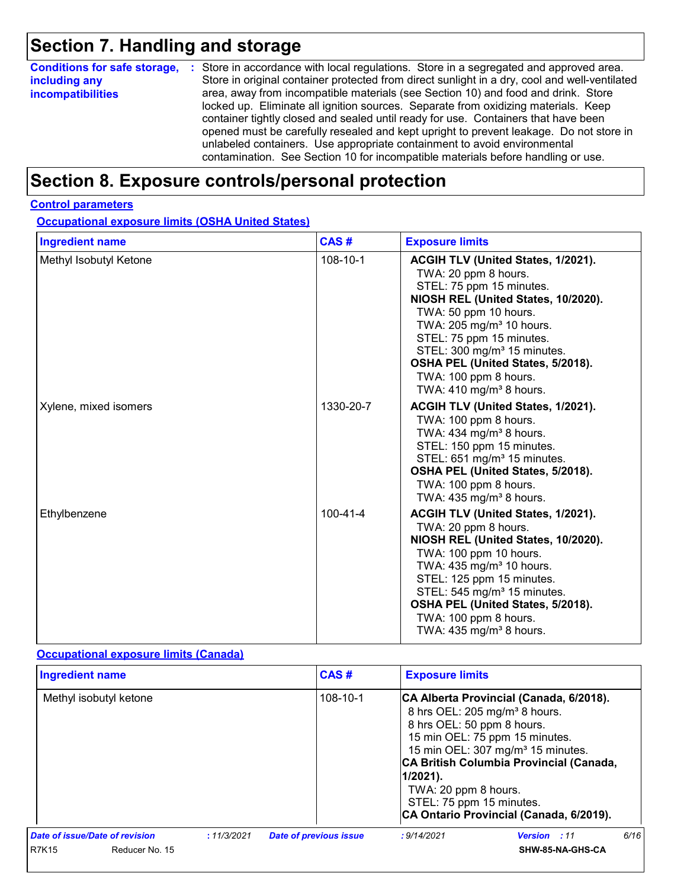## Section 7. Handling and storage

**Conditions for safe storage, including any incompatibilities** : Store in accordance with local regulations. Store in a segregated and approved area. Store in original container protected from direct sunlight in a dry, cool and well-ventilated area, away from incompatible materials (see Section 10) and food and drink. Store locked up. Eliminate all ignition sources. Separate from oxidizing materials. Keep container tightly closed and sealed until ready for use. Containers that have been opened must be carefully resealed and kept upright to prevent leakage. Do not store in unlabeled containers. Use appropriate containment to avoid environmental contamination. See Section 10 for incompatible materials before handling or use.

## Section 8. Exposure controls/personal protection

**Control parameters**

**Occupational exposure limits (OSHA United States)**

| Ingredient name | CAS # | Exposure limits |
|---|---|---|
| Methyl Isobutyl Ketone | 108-10-1 | **ACGIH TLV (United States, 1/2021).**<br>TWA: 20 ppm 8 hours.<br>STEL: 75 ppm 15 minutes.<br>**NIOSH REL (United States, 10/2020).**<br>TWA: 50 ppm 10 hours.<br>TWA: 205 mg/m³ 10 hours.<br>STEL: 75 ppm 15 minutes.<br>STEL: 300 mg/m³ 15 minutes.<br>**OSHA PEL (United States, 5/2018).**<br>TWA: 100 ppm 8 hours.<br>TWA: 410 mg/m³ 8 hours. |
| Xylene, mixed isomers | 1330-20-7 | **ACGIH TLV (United States, 1/2021).**<br>TWA: 100 ppm 8 hours.<br>TWA: 434 mg/m³ 8 hours.<br>STEL: 150 ppm 15 minutes.<br>STEL: 651 mg/m³ 15 minutes.<br>**OSHA PEL (United States, 5/2018).**<br>TWA: 100 ppm 8 hours.<br>TWA: 435 mg/m³ 8 hours. |
| Ethylbenzene | 100-41-4 | **ACGIH TLV (United States, 1/2021).**<br>TWA: 20 ppm 8 hours.<br>**NIOSH REL (United States, 10/2020).**<br>TWA: 100 ppm 10 hours.<br>TWA: 435 mg/m³ 10 hours.<br>STEL: 125 ppm 15 minutes.<br>STEL: 545 mg/m³ 15 minutes.<br>**OSHA PEL (United States, 5/2018).**<br>TWA: 100 ppm 8 hours.<br>TWA: 435 mg/m³ 8 hours. |

**Occupational exposure limits (Canada)**

| Ingredient name | CAS # | Exposure limits |
|---|---|---|
| Methyl isobutyl ketone | 108-10-1 | **CA Alberta Provincial (Canada, 6/2018).**<br>8 hrs OEL: 205 mg/m³ 8 hours.<br>8 hrs OEL: 50 ppm 8 hours.<br>15 min OEL: 75 ppm 15 minutes.<br>15 min OEL: 307 mg/m³ 15 minutes.<br>**CA British Columbia Provincial (Canada, 1/2021).**<br>TWA: 20 ppm 8 hours.<br>STEL: 75 ppm 15 minutes.<br>**CA Ontario Provincial (Canada, 6/2019).** |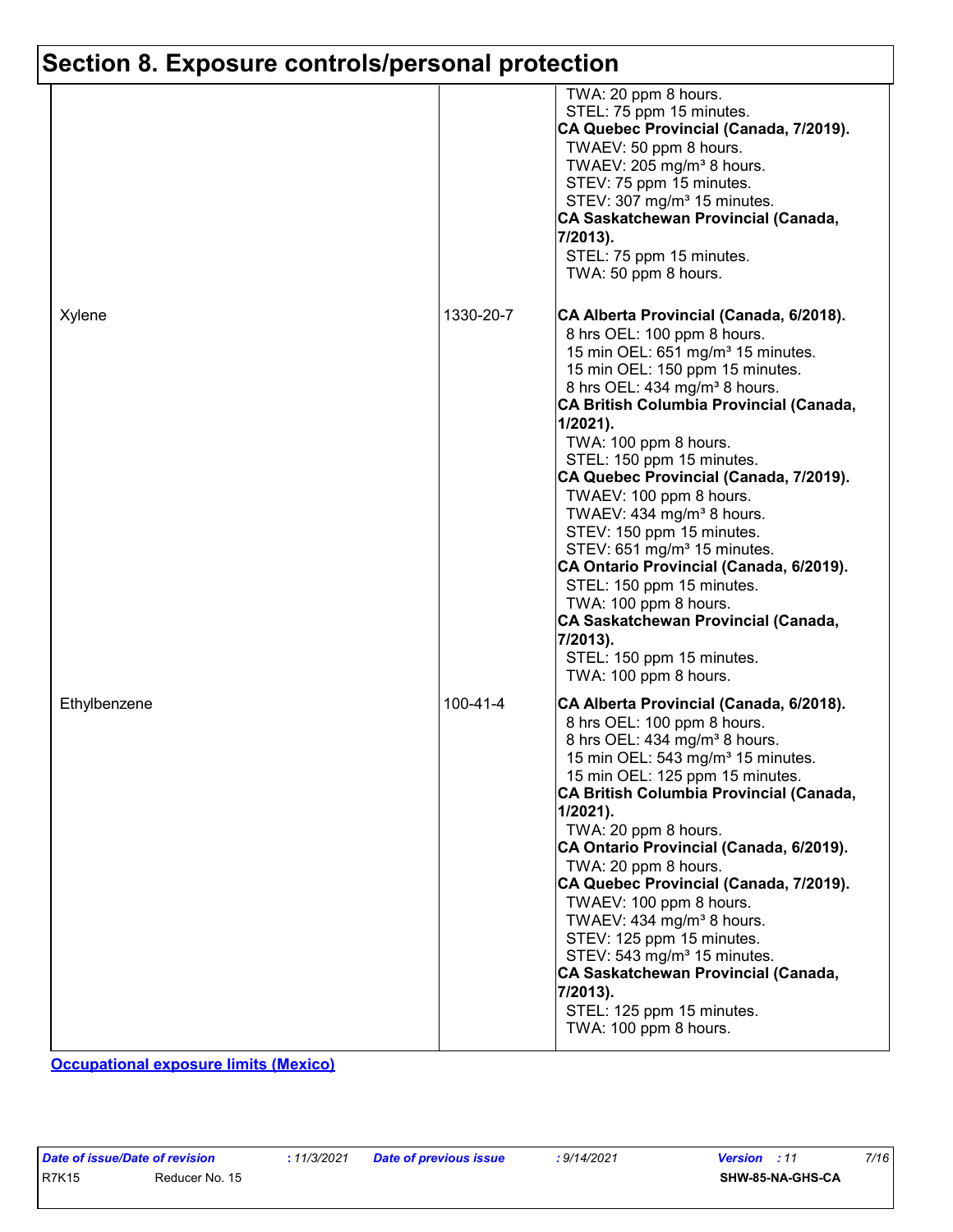## Section 8. Exposure controls/personal protection

| | | |
|---|---|---|
| | | TWA: 20 ppm 8 hours.<br>STEL: 75 ppm 15 minutes.<br>**CA Quebec Provincial (Canada, 7/2019).**<br>TWAEV: 50 ppm 8 hours.<br>TWAEV: 205 mg/m³ 8 hours.<br>STEV: 75 ppm 15 minutes.<br>STEV: 307 mg/m³ 15 minutes.<br>**CA Saskatchewan Provincial (Canada, 7/2013).**<br>STEL: 75 ppm 15 minutes.<br>TWA: 50 ppm 8 hours. |
| Xylene | 1330-20-7 | **CA Alberta Provincial (Canada, 6/2018).**<br>8 hrs OEL: 100 ppm 8 hours.<br>15 min OEL: 651 mg/m³ 15 minutes.<br>15 min OEL: 150 ppm 15 minutes.<br>8 hrs OEL: 434 mg/m³ 8 hours.<br>**CA British Columbia Provincial (Canada, 1/2021).**<br>TWA: 100 ppm 8 hours.<br>STEL: 150 ppm 15 minutes.<br>**CA Quebec Provincial (Canada, 7/2019).**<br>TWAEV: 100 ppm 8 hours.<br>TWAEV: 434 mg/m³ 8 hours.<br>STEV: 150 ppm 15 minutes.<br>STEV: 651 mg/m³ 15 minutes.<br>**CA Ontario Provincial (Canada, 6/2019).**<br>STEL: 150 ppm 15 minutes.<br>TWA: 100 ppm 8 hours.<br>**CA Saskatchewan Provincial (Canada, 7/2013).**<br>STEL: 150 ppm 15 minutes.<br>TWA: 100 ppm 8 hours. |
| Ethylbenzene | 100-41-4 | **CA Alberta Provincial (Canada, 6/2018).**<br>8 hrs OEL: 100 ppm 8 hours.<br>8 hrs OEL: 434 mg/m³ 8 hours.<br>15 min OEL: 543 mg/m³ 15 minutes.<br>15 min OEL: 125 ppm 15 minutes.<br>**CA British Columbia Provincial (Canada, 1/2021).**<br>TWA: 20 ppm 8 hours.<br>**CA Ontario Provincial (Canada, 6/2019).**<br>TWA: 20 ppm 8 hours.<br>**CA Quebec Provincial (Canada, 7/2019).**<br>TWAEV: 100 ppm 8 hours.<br>TWAEV: 434 mg/m³ 8 hours.<br>STEV: 125 ppm 15 minutes.<br>STEV: 543 mg/m³ 15 minutes.<br>**CA Saskatchewan Provincial (Canada, 7/2013).**<br>STEL: 125 ppm 15 minutes.<br>TWA: 100 ppm 8 hours. |

**Occupational exposure limits (Mexico)**

*Date of issue/Date of revision* : 11/3/2021 *Date of previous issue* : 9/14/2021 *Version* : 11

R7K15 Reducer No. 15 SHW-85-NA-GHS-CA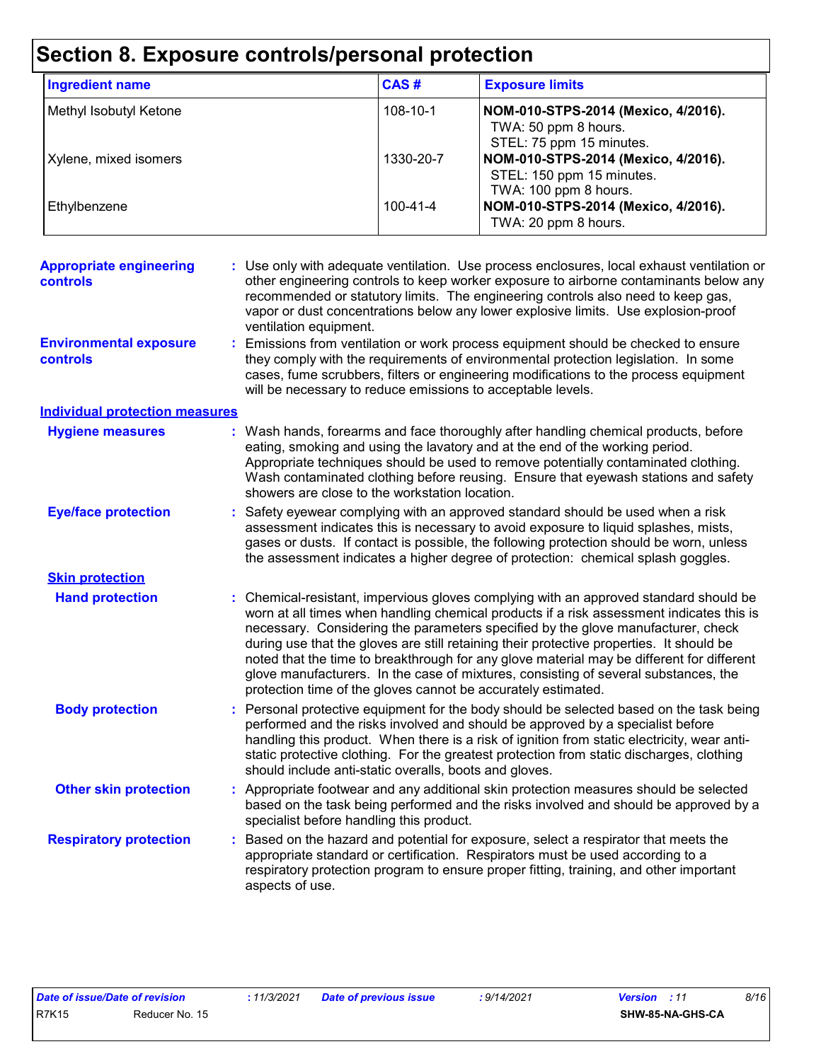# Section 8. Exposure controls/personal protection

| Ingredient name | CAS # | Exposure limits |
|---|---|---|
| Methyl Isobutyl Ketone | 108-10-1 | **NOM-010-STPS-2014 (Mexico, 4/2016).**<br>TWA: 50 ppm 8 hours.<br>STEL: 75 ppm 15 minutes. |
| Xylene, mixed isomers | 1330-20-7 | **NOM-010-STPS-2014 (Mexico, 4/2016).**<br>STEL: 150 ppm 15 minutes.<br>TWA: 100 ppm 8 hours. |
| Ethylbenzene | 100-41-4 | **NOM-010-STPS-2014 (Mexico, 4/2016).**<br>TWA: 20 ppm 8 hours. |

**Appropriate engineering controls** : Use only with adequate ventilation. Use process enclosures, local exhaust ventilation or other engineering controls to keep worker exposure to airborne contaminants below any recommended or statutory limits. The engineering controls also need to keep gas, vapor or dust concentrations below any lower explosive limits. Use explosion-proof ventilation equipment.

**Environmental exposure controls** : Emissions from ventilation or work process equipment should be checked to ensure they comply with the requirements of environmental protection legislation. In some cases, fume scrubbers, filters or engineering modifications to the process equipment will be necessary to reduce emissions to acceptable levels.

## Individual protection measures

**Hygiene measures** : Wash hands, forearms and face thoroughly after handling chemical products, before eating, smoking and using the lavatory and at the end of the working period. Appropriate techniques should be used to remove potentially contaminated clothing. Wash contaminated clothing before reusing. Ensure that eyewash stations and safety showers are close to the workstation location.

**Eye/face protection** : Safety eyewear complying with an approved standard should be used when a risk assessment indicates this is necessary to avoid exposure to liquid splashes, mists, gases or dusts. If contact is possible, the following protection should be worn, unless the assessment indicates a higher degree of protection: chemical splash goggles.

### Skin protection

**Hand protection** : Chemical-resistant, impervious gloves complying with an approved standard should be worn at all times when handling chemical products if a risk assessment indicates this is necessary. Considering the parameters specified by the glove manufacturer, check during use that the gloves are still retaining their protective properties. It should be noted that the time to breakthrough for any glove material may be different for different glove manufacturers. In the case of mixtures, consisting of several substances, the protection time of the gloves cannot be accurately estimated.

**Body protection** : Personal protective equipment for the body should be selected based on the task being performed and the risks involved and should be approved by a specialist before handling this product. When there is a risk of ignition from static electricity, wear anti-static protective clothing. For the greatest protection from static discharges, clothing should include anti-static overalls, boots and gloves.

**Other skin protection** : Appropriate footwear and any additional skin protection measures should be selected based on the task being performed and the risks involved and should be approved by a specialist before handling this product.

**Respiratory protection** : Based on the hazard and potential for exposure, select a respirator that meets the appropriate standard or certification. Respirators must be used according to a respiratory protection program to ensure proper fitting, training, and other important aspects of use.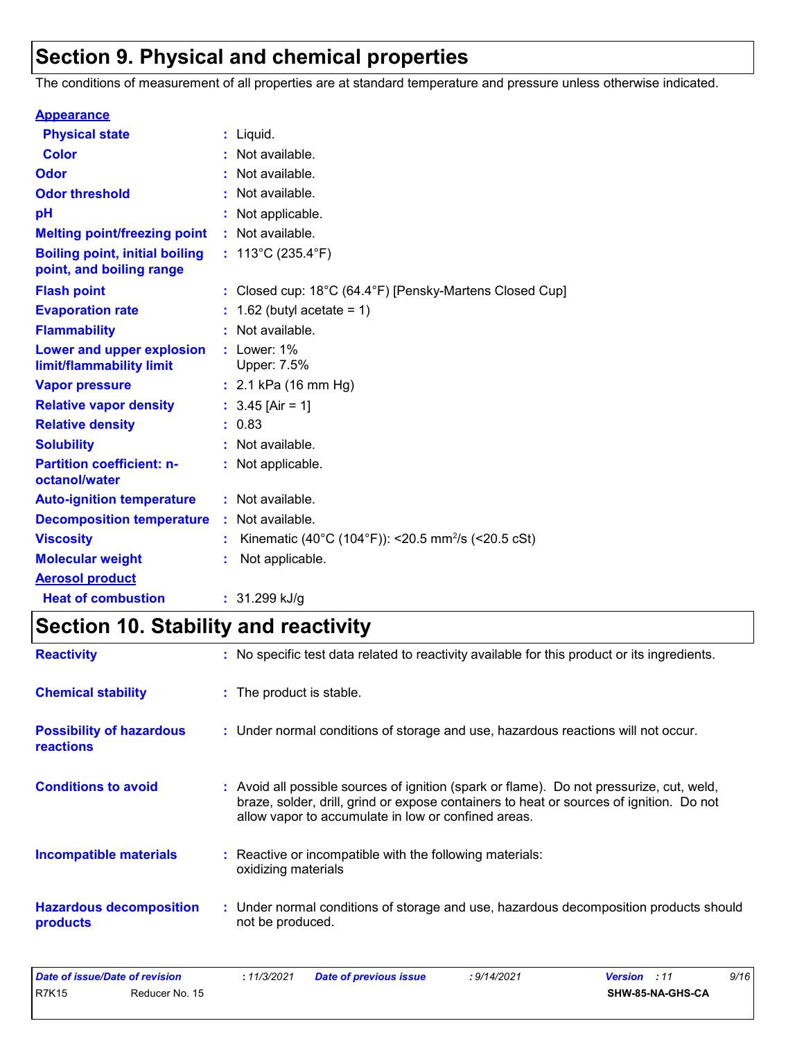# Section 9. Physical and chemical properties

The conditions of measurement of all properties are at standard temperature and pressure unless otherwise indicated.

**Appearance**

| | | |
|---|---|---|
| **Physical state** | : | Liquid. |
| **Color** | : | Not available. |
| **Odor** | : | Not available. |
| **Odor threshold** | : | Not available. |
| **pH** | : | Not applicable. |
| **Melting point/freezing point** | : | Not available. |
| **Boiling point, initial boiling point, and boiling range** | : | 113°C (235.4°F) |
| **Flash point** | : | Closed cup: 18°C (64.4°F) [Pensky-Martens Closed Cup] |
| **Evaporation rate** | : | 1.62 (butyl acetate = 1) |
| **Flammability** | : | Not available. |
| **Lower and upper explosion limit/flammability limit** | : | Lower: 1%<br>Upper: 7.5% |
| **Vapor pressure** | : | 2.1 kPa (16 mm Hg) |
| **Relative vapor density** | : | 3.45 [Air = 1] |
| **Relative density** | : | 0.83 |
| **Solubility** | : | Not available. |
| **Partition coefficient: n-octanol/water** | : | Not applicable. |
| **Auto-ignition temperature** | : | Not available. |
| **Decomposition temperature** | : | Not available. |
| **Viscosity** | : | Kinematic (40°C (104°F)): <20.5 $mm^2/s$ (<20.5 cSt) |
| **Molecular weight** | : | Not applicable. |

**Aerosol product**

| | | |
|---|---|---|
| **Heat of combustion** | : | 31.299 kJ/g |

# Section 10. Stability and reactivity

| | | |
|---|---|---|
| **Reactivity** | : | No specific test data related to reactivity available for this product or its ingredients. |
| **Chemical stability** | : | The product is stable. |
| **Possibility of hazardous reactions** | : | Under normal conditions of storage and use, hazardous reactions will not occur. |
| **Conditions to avoid** | : | Avoid all possible sources of ignition (spark or flame). Do not pressurize, cut, weld, braze, solder, drill, grind or expose containers to heat or sources of ignition. Do not allow vapor to accumulate in low or confined areas. |
| **Incompatible materials** | : | Reactive or incompatible with the following materials:<br>oxidizing materials |
| **Hazardous decomposition products** | : | Under normal conditions of storage and use, hazardous decomposition products should not be produced. |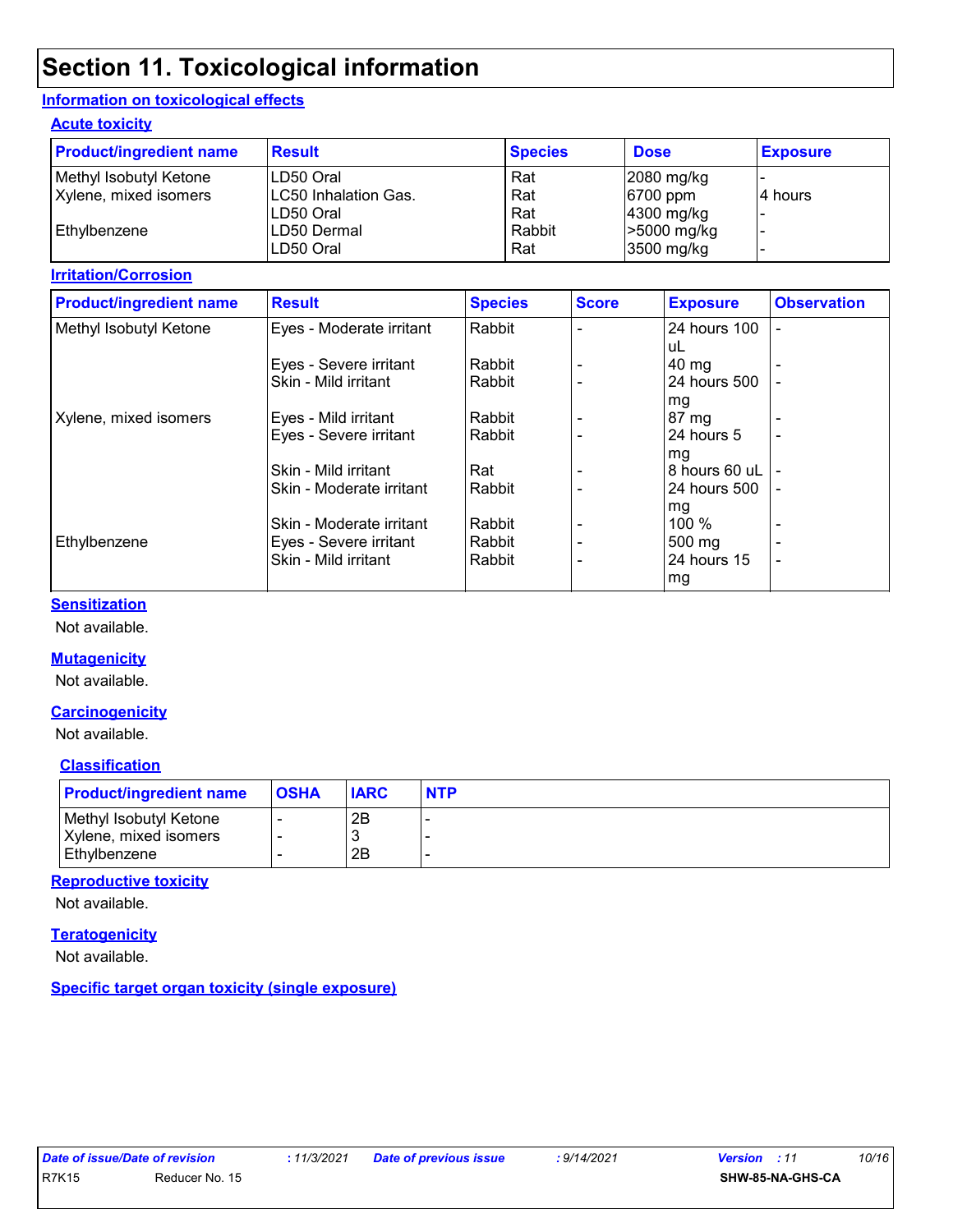# Section 11. Toxicological information

## Information on toxicological effects

### Acute toxicity

| Product/ingredient name | Result | Species | Dose | Exposure |
|---|---|---|---|---|
| Methyl Isobutyl Ketone | LD50 Oral | Rat | 2080 mg/kg | - |
| Xylene, mixed isomers | LC50 Inhalation Gas. | Rat | 6700 ppm | 4 hours |
| | LD50 Oral | Rat | 4300 mg/kg | - |
| Ethylbenzene | LD50 Dermal | Rabbit | >5000 mg/kg | - |
| | LD50 Oral | Rat | 3500 mg/kg | - |

### Irritation/Corrosion

| Product/ingredient name | Result | Species | Score | Exposure | Observation |
|---|---|---|---|---|---|
| Methyl Isobutyl Ketone | Eyes - Moderate irritant | Rabbit | - | 24 hours 100 uL | - |
| | Eyes - Severe irritant | Rabbit | - | 40 mg | - |
| | Skin - Mild irritant | Rabbit | - | 24 hours 500 mg | - |
| Xylene, mixed isomers | Eyes - Mild irritant | Rabbit | - | 87 mg | - |
| | Eyes - Severe irritant | Rabbit | - | 24 hours 5 mg | - |
| | Skin - Mild irritant | Rat | - | 8 hours 60 uL | - |
| | Skin - Moderate irritant | Rabbit | - | 24 hours 500 mg | - |
| | Skin - Moderate irritant | Rabbit | - | 100 % | - |
| Ethylbenzene | Eyes - Severe irritant | Rabbit | - | 500 mg | - |
| | Skin - Mild irritant | Rabbit | - | 24 hours 15 mg | - |

### Sensitization

Not available.

### Mutagenicity

Not available.

### Carcinogenicity

Not available.

#### Classification

| Product/ingredient name | OSHA | IARC | NTP |
|---|---|---|---|
| Methyl Isobutyl Ketone | - | 2B | - |
| Xylene, mixed isomers | - | 3 | - |
| Ethylbenzene | - | 2B | - |

### Reproductive toxicity

Not available.

### Teratogenicity

Not available.

### Specific target organ toxicity (single exposure)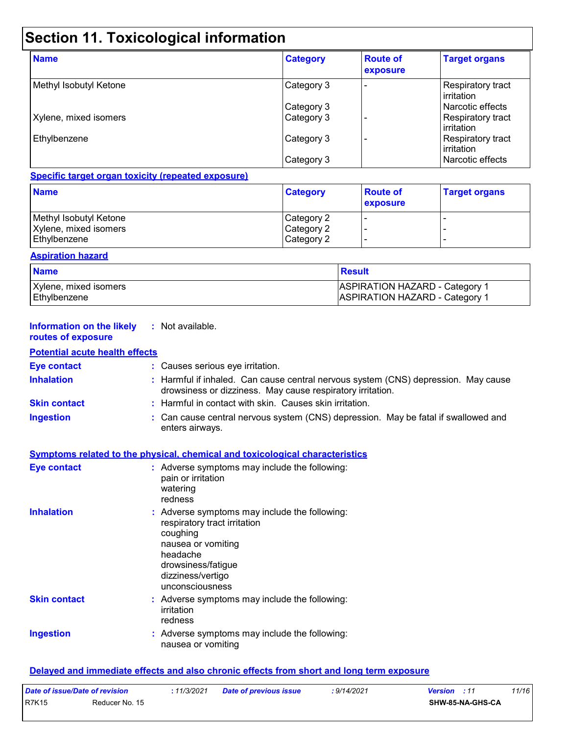# Section 11. Toxicological information

| Name | Category | Route of exposure | Target organs |
|---|---|---|---|
| Methyl Isobutyl Ketone | Category 3 | - | Respiratory tract irritation |
| | Category 3 | | Narcotic effects |
| Xylene, mixed isomers | Category 3 | - | Respiratory tract irritation |
| Ethylbenzene | Category 3 | - | Respiratory tract irritation |
| | Category 3 | | Narcotic effects |

**Specific target organ toxicity (repeated exposure)**

| Name | Category | Route of exposure | Target organs |
|---|---|---|---|
| Methyl Isobutyl Ketone | Category 2 | - | - |
| Xylene, mixed isomers | Category 2 | - | - |
| Ethylbenzene | Category 2 | - | - |

**Aspiration hazard**

| Name | Result |
|---|---|
| Xylene, mixed isomers | ASPIRATION HAZARD - Category 1 |
| Ethylbenzene | ASPIRATION HAZARD - Category 1 |

**Information on the likely routes of exposure** : Not available.

**Potential acute health effects**

**Eye contact** : Causes serious eye irritation.

**Inhalation** : Harmful if inhaled. Can cause central nervous system (CNS) depression. May cause drowsiness or dizziness. May cause respiratory irritation.

**Skin contact** : Harmful in contact with skin. Causes skin irritation.

**Ingestion** : Can cause central nervous system (CNS) depression. May be fatal if swallowed and enters airways.

**Symptoms related to the physical, chemical and toxicological characteristics**

**Eye contact** : Adverse symptoms may include the following:
pain or irritation
watering
redness

**Inhalation** : Adverse symptoms may include the following:
respiratory tract irritation
coughing
nausea or vomiting
headache
drowsiness/fatigue
dizziness/vertigo
unconsciousness

**Skin contact** : Adverse symptoms may include the following:
irritation
redness

**Ingestion** : Adverse symptoms may include the following:
nausea or vomiting

**Delayed and immediate effects and also chronic effects from short and long term exposure**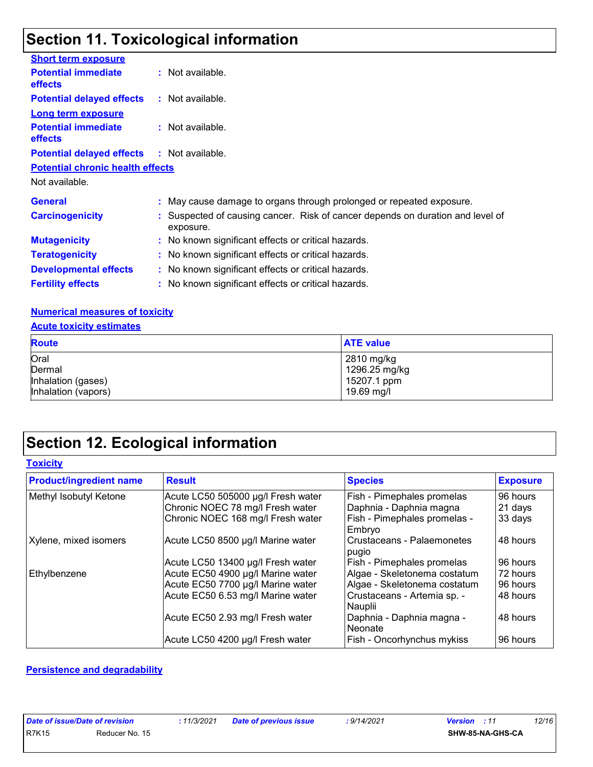# Section 11. Toxicological information

**Short term exposure**

**Potential immediate effects** : Not available.

**Potential delayed effects** : Not available.

**Long term exposure**

**Potential immediate effects** : Not available.

**Potential delayed effects** : Not available.

**Potential chronic health effects**

Not available.

**General** : May cause damage to organs through prolonged or repeated exposure.

**Carcinogenicity** : Suspected of causing cancer. Risk of cancer depends on duration and level of exposure.

**Mutagenicity** : No known significant effects or critical hazards.

**Teratogenicity** : No known significant effects or critical hazards.

**Developmental effects** : No known significant effects or critical hazards.

**Fertility effects** : No known significant effects or critical hazards.

**Numerical measures of toxicity**

**Acute toxicity estimates**

| Route | ATE value |
|---|---|
| Oral | 2810 mg/kg |
| Dermal | 1296.25 mg/kg |
| Inhalation (gases) | 15207.1 ppm |
| Inhalation (vapors) | 19.69 mg/l |

# Section 12. Ecological information

**Toxicity**

| Product/ingredient name | Result | Species | Exposure |
|---|---|---|---|
| Methyl Isobutyl Ketone | Acute LC50 505000 µg/l Fresh water | Fish - Pimephales promelas | 96 hours |
| | Chronic NOEC 78 mg/l Fresh water | Daphnia - Daphnia magna | 21 days |
| | Chronic NOEC 168 mg/l Fresh water | Fish - Pimephales promelas - Embryo | 33 days |
| Xylene, mixed isomers | Acute LC50 8500 µg/l Marine water | Crustaceans - Palaemonetes pugio | 48 hours |
| | Acute LC50 13400 µg/l Fresh water | Fish - Pimephales promelas | 96 hours |
| Ethylbenzene | Acute EC50 4900 µg/l Marine water | Algae - Skeletonema costatum | 72 hours |
| | Acute EC50 7700 µg/l Marine water | Algae - Skeletonema costatum | 96 hours |
| | Acute EC50 6.53 mg/l Marine water | Crustaceans - Artemia sp. - Nauplii | 48 hours |
| | Acute EC50 2.93 mg/l Fresh water | Daphnia - Daphnia magna - Neonate | 48 hours |
| | Acute LC50 4200 µg/l Fresh water | Fish - Oncorhynchus mykiss | 96 hours |

**Persistence and degradability**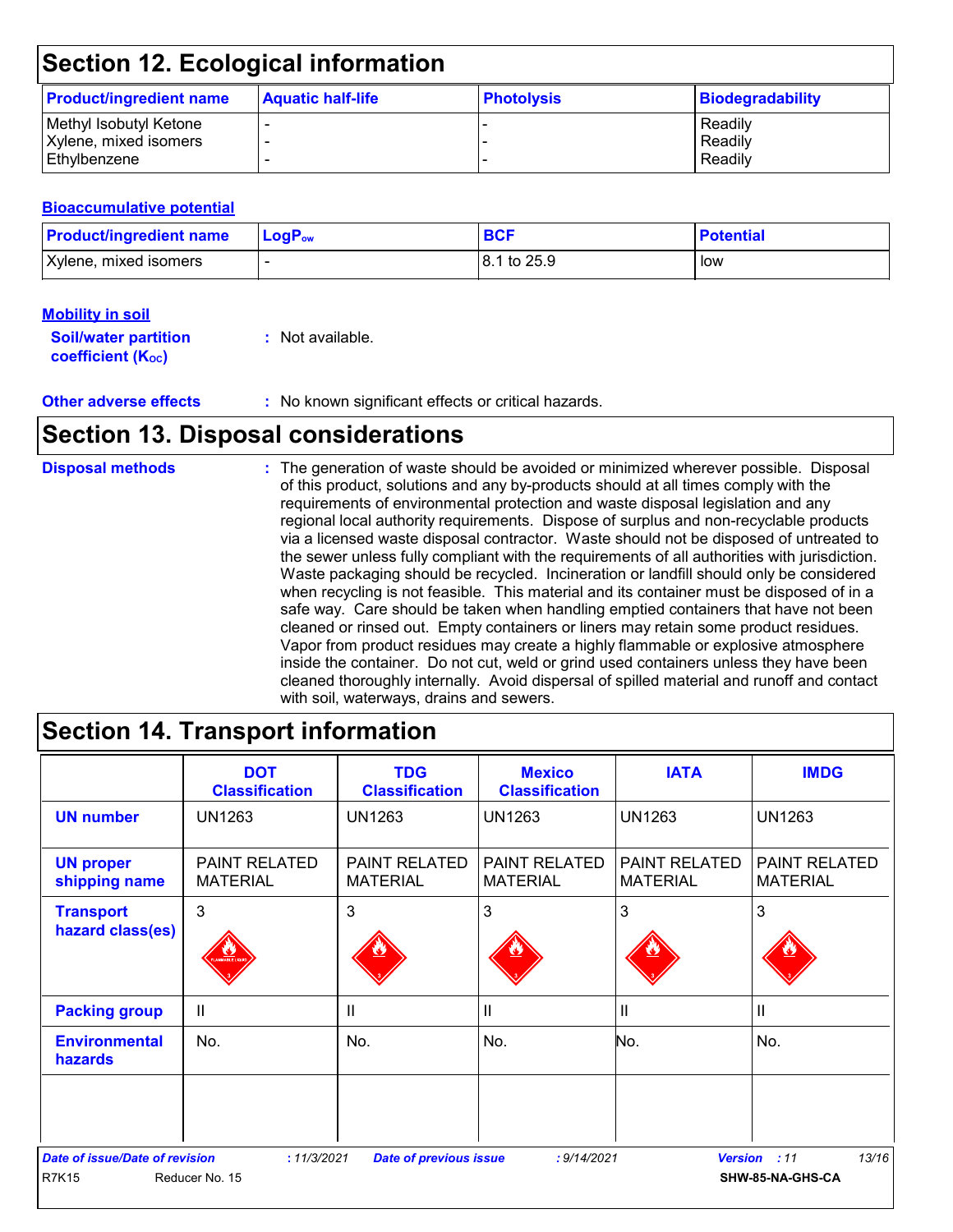# Section 12. Ecological information

| Product/ingredient name | Aquatic half-life | Photolysis | Biodegradability |
| --- | --- | --- | --- |
| Methyl Isobutyl Ketone | - | - | Readily |
| Xylene, mixed isomers | - | - | Readily |
| Ethylbenzene | - | - | Readily |

**Bioaccumulative potential**

| Product/ingredient name | $LogP_{ow}$ | BCF | Potential |
| --- | --- | --- | --- |
| Xylene, mixed isomers | - | 8.1 to 25.9 | low |

**Mobility in soil**

**Soil/water partition coefficient ($K_{OC}$)** : Not available.

**Other adverse effects** : No known significant effects or critical hazards.

# Section 13. Disposal considerations

**Disposal methods** : The generation of waste should be avoided or minimized wherever possible. Disposal of this product, solutions and any by-products should at all times comply with the requirements of environmental protection and waste disposal legislation and any regional local authority requirements. Dispose of surplus and non-recyclable products via a licensed waste disposal contractor. Waste should not be disposed of untreated to the sewer unless fully compliant with the requirements of all authorities with jurisdiction. Waste packaging should be recycled. Incineration or landfill should only be considered when recycling is not feasible. This material and its container must be disposed of in a safe way. Care should be taken when handling emptied containers that have not been cleaned or rinsed out. Empty containers or liners may retain some product residues. Vapor from product residues may create a highly flammable or explosive atmosphere inside the container. Do not cut, weld or grind used containers unless they have been cleaned thoroughly internally. Avoid dispersal of spilled material and runoff and contact with soil, waterways, drains and sewers.

# Section 14. Transport information

| | DOT Classification | TDG Classification | Mexico Classification | IATA | IMDG |
| --- | --- | --- | --- | --- | --- |
| **UN number** | UN1263 | UN1263 | UN1263 | UN1263 | UN1263 |
| **UN proper shipping name** | PAINT RELATED MATERIAL | PAINT RELATED MATERIAL | PAINT RELATED MATERIAL | PAINT RELATED MATERIAL | PAINT RELATED MATERIAL |
| **Transport hazard class(es)** | 3 | 3 | 3 | 3 | 3 |
| **Packing group** | II | II | II | II | II |
| **Environmental hazards** | No. | No. | No. | No. | No. |
| | | | | | |

*Date of issue/Date of revision* : 11/3/2021 *Date of previous issue* : 9/14/2021 *Version* : 11

R7K15 Reducer No. 15 SHW-85-NA-GHS-CA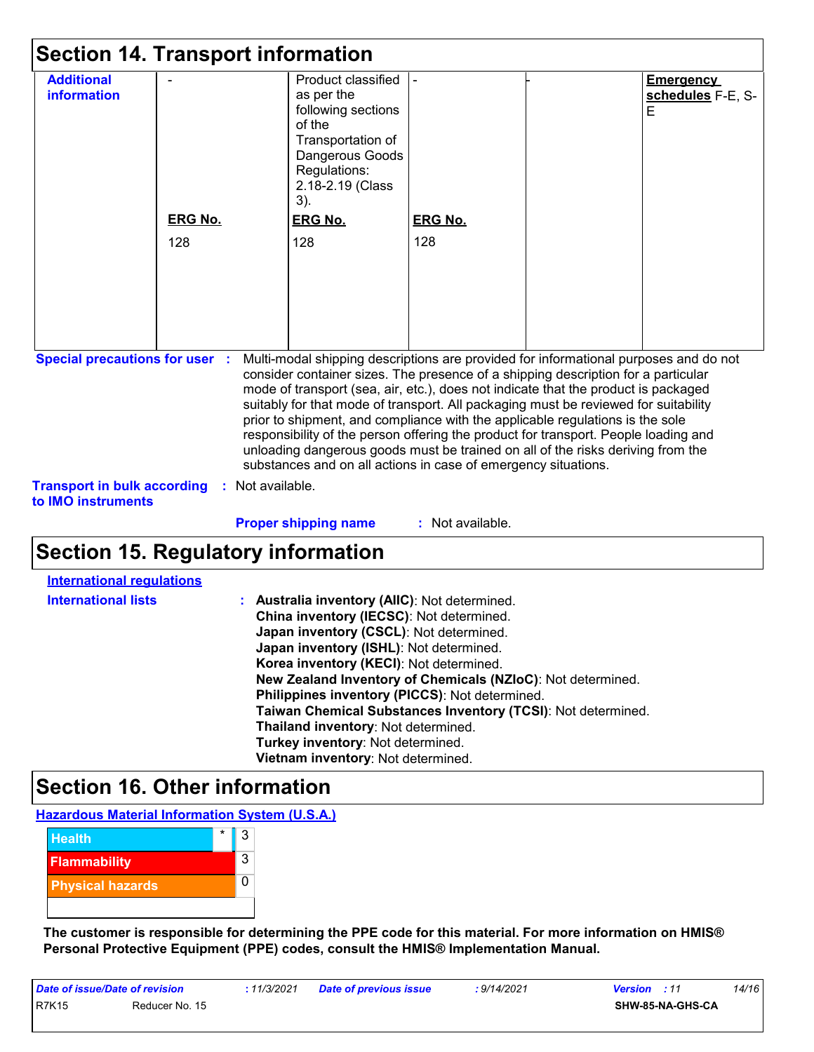## Section 14. Transport information

| Additional information | - | Product classified as per the following sections of the Transportation of Dangerous Goods Regulations: 2.18-2.19 (Class 3). | - | - | **Emergency schedules** F-E, S-E |
|---|---|---|---|---|---|
| | **ERG No.** 128 | **ERG No.** 128 | **ERG No.** 128 | | |

**Special precautions for user** : Multi-modal shipping descriptions are provided for informational purposes and do not consider container sizes. The presence of a shipping description for a particular mode of transport (sea, air, etc.), does not indicate that the product is packaged suitably for that mode of transport. All packaging must be reviewed for suitability prior to shipment, and compliance with the applicable regulations is the sole responsibility of the person offering the product for transport. People loading and unloading dangerous goods must be trained on all of the risks deriving from the substances and on all actions in case of emergency situations.

**Transport in bulk according to IMO instruments** : Not available.

**Proper shipping name** : Not available.

## Section 15. Regulatory information

**International regulations**

**International lists** :
**Australia inventory (AIIC)**: Not determined.
**China inventory (IECSC)**: Not determined.
**Japan inventory (CSCL)**: Not determined.
**Japan inventory (ISHL)**: Not determined.
**Korea inventory (KECI)**: Not determined.
**New Zealand Inventory of Chemicals (NZIoC)**: Not determined.
**Philippines inventory (PICCS)**: Not determined.
**Taiwan Chemical Substances Inventory (TCSI)**: Not determined.
**Thailand inventory**: Not determined.
**Turkey inventory**: Not determined.
**Vietnam inventory**: Not determined.

## Section 16. Other information

**Hazardous Material Information System (U.S.A.)**

| | | |
|---|---|---|
| Health | * | 3 |
| Flammability | | 3 |
| Physical hazards | | 0 |

**The customer is responsible for determining the PPE code for this material. For more information on HMIS® Personal Protective Equipment (PPE) codes, consult the HMIS® Implementation Manual.**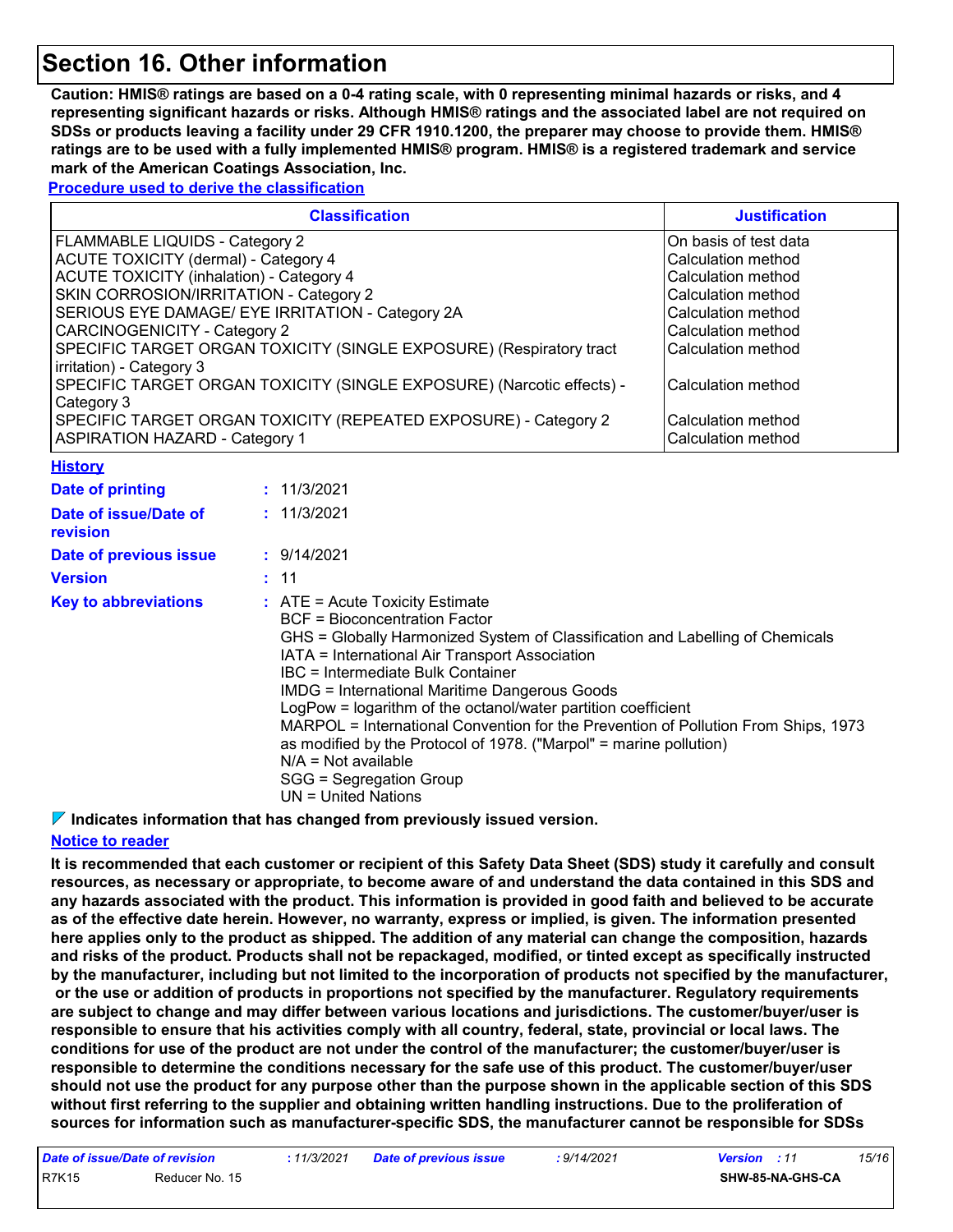# Section 16. Other information

**Caution: HMIS® ratings are based on a 0-4 rating scale, with 0 representing minimal hazards or risks, and 4 representing significant hazards or risks. Although HMIS® ratings and the associated label are not required on SDSs or products leaving a facility under 29 CFR 1910.1200, the preparer may choose to provide them. HMIS® ratings are to be used with a fully implemented HMIS® program. HMIS® is a registered trademark and service mark of the American Coatings Association, Inc.**

**Procedure used to derive the classification**

| Classification | Justification |
|---|---|
| FLAMMABLE LIQUIDS - Category 2 | On basis of test data |
| ACUTE TOXICITY (dermal) - Category 4 | Calculation method |
| ACUTE TOXICITY (inhalation) - Category 4 | Calculation method |
| SKIN CORROSION/IRRITATION - Category 2 | Calculation method |
| SERIOUS EYE DAMAGE/ EYE IRRITATION - Category 2A | Calculation method |
| CARCINOGENICITY - Category 2 | Calculation method |
| SPECIFIC TARGET ORGAN TOXICITY (SINGLE EXPOSURE) (Respiratory tract irritation) - Category 3 | Calculation method |
| SPECIFIC TARGET ORGAN TOXICITY (SINGLE EXPOSURE) (Narcotic effects) - Category 3 | Calculation method |
| SPECIFIC TARGET ORGAN TOXICITY (REPEATED EXPOSURE) - Category 2 | Calculation method |
| ASPIRATION HAZARD - Category 1 | Calculation method |

**History**

**Date of printing** : 11/3/2021

**Date of issue/Date of revision** : 11/3/2021

**Date of previous issue** : 9/14/2021

**Version** : 11

**Key to abbreviations** :
ATE = Acute Toxicity Estimate
BCF = Bioconcentration Factor
GHS = Globally Harmonized System of Classification and Labelling of Chemicals
IATA = International Air Transport Association
IBC = Intermediate Bulk Container
IMDG = International Maritime Dangerous Goods
LogPow = logarithm of the octanol/water partition coefficient
MARPOL = International Convention for the Prevention of Pollution From Ships, 1973 as modified by the Protocol of 1978. ("Marpol" = marine pollution)
N/A = Not available
SGG = Segregation Group
UN = United Nations

**Indicates information that has changed from previously issued version.**

**Notice to reader**

**It is recommended that each customer or recipient of this Safety Data Sheet (SDS) study it carefully and consult resources, as necessary or appropriate, to become aware of and understand the data contained in this SDS and any hazards associated with the product. This information is provided in good faith and believed to be accurate as of the effective date herein. However, no warranty, express or implied, is given. The information presented here applies only to the product as shipped. The addition of any material can change the composition, hazards and risks of the product. Products shall not be repackaged, modified, or tinted except as specifically instructed by the manufacturer, including but not limited to the incorporation of products not specified by the manufacturer, or the use or addition of products in proportions not specified by the manufacturer. Regulatory requirements are subject to change and may differ between various locations and jurisdictions. The customer/buyer/user is responsible to ensure that his activities comply with all country, federal, state, provincial or local laws. The conditions for use of the product are not under the control of the manufacturer; the customer/buyer/user is responsible to determine the conditions necessary for the safe use of this product. The customer/buyer/user should not use the product for any purpose other than the purpose shown in the applicable section of this SDS without first referring to the supplier and obtaining written handling instructions. Due to the proliferation of sources for information such as manufacturer-specific SDS, the manufacturer cannot be responsible for SDSs**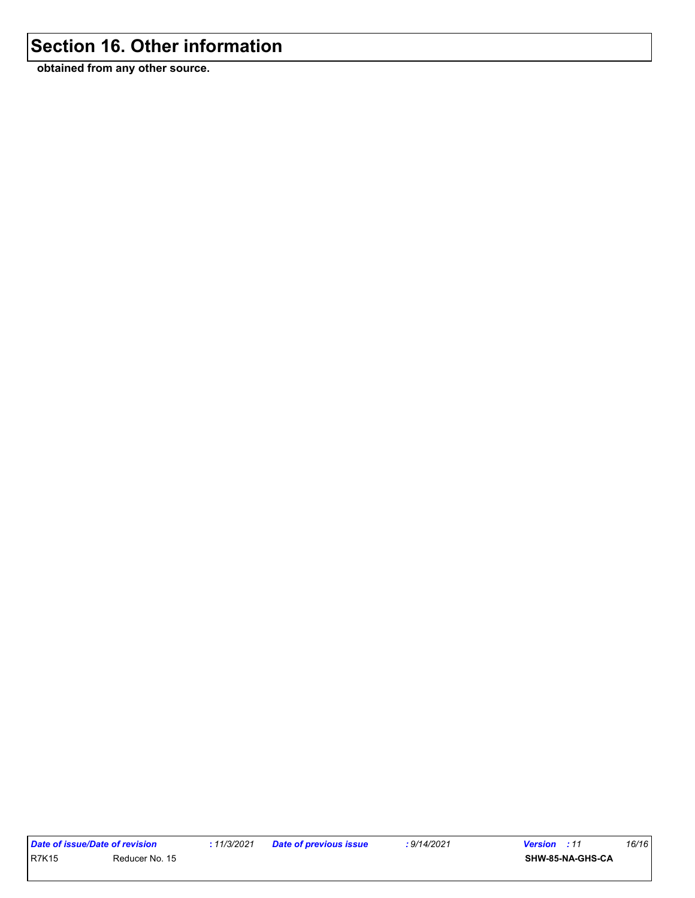# Section 16. Other information

**obtained from any other source.**